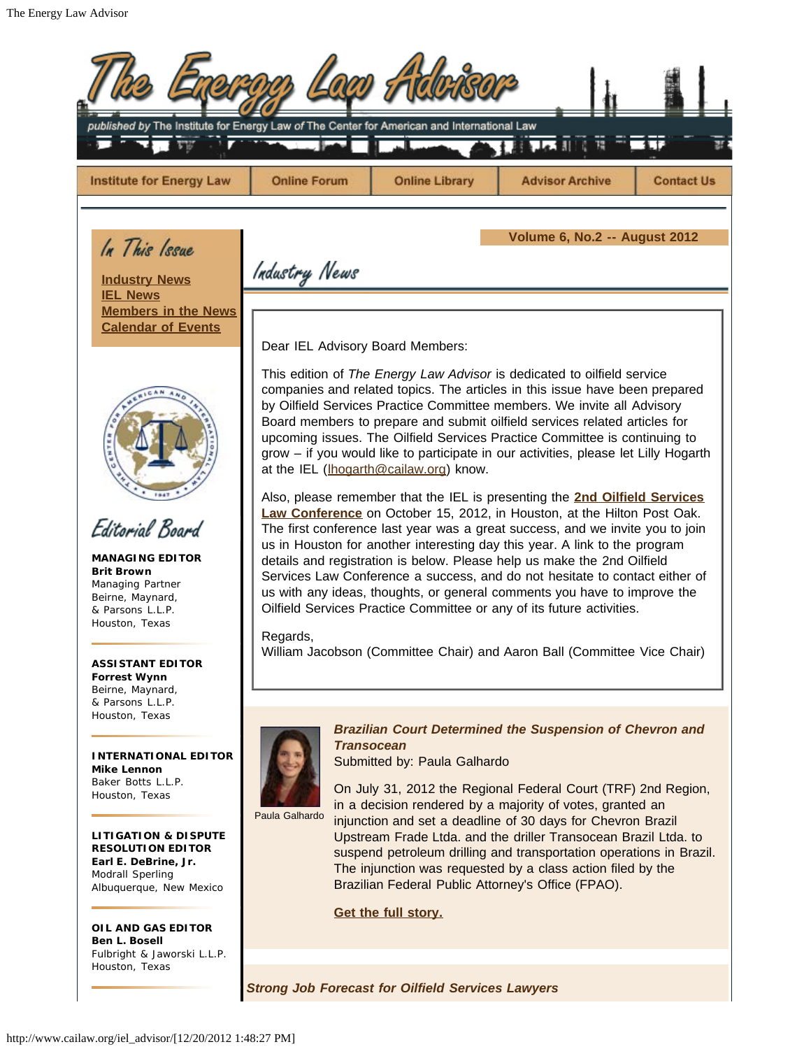# The Energy Law Advisor

*published by* The Institute for Energy Law *of* The Center for American and International Law

Institute for Energy Law | Online Forum | Online Library | Advisor Archive | Contact Us

**Volume 6, No.2 -- August 2012**

## In This Issue

- Industry News
- IEL News
- Members in the News
- Calendar of Events

## Editorial Board

**MANAGING EDITOR**
**Brit Brown**
Managing Partner
Beirne, Maynard, & Parsons L.L.P.
Houston, Texas

**ASSISTANT EDITOR**
**Forrest Wynn**
Beirne, Maynard, & Parsons L.L.P.
Houston, Texas

**INTERNATIONAL EDITOR**
**Mike Lennon**
Baker Botts L.L.P.
Houston, Texas

**LITIGATION & DISPUTE RESOLUTION EDITOR**
**Earl E. DeBrine, Jr.**
Modrall Sperling
Albuquerque, New Mexico

**OIL AND GAS EDITOR**
**Ben L. Bosell**
Fulbright & Jaworski L.L.P.
Houston, Texas

## Industry News

Dear IEL Advisory Board Members:

This edition of *The Energy Law Advisor* is dedicated to oilfield service companies and related topics. The articles in this issue have been prepared by Oilfield Services Practice Committee members. We invite all Advisory Board members to prepare and submit oilfield services related articles for upcoming issues. The Oilfield Services Practice Committee is continuing to grow – if you would like to participate in our activities, please let Lilly Hogarth at the IEL (lhogarth@cailaw.org) know.

Also, please remember that the IEL is presenting the **2nd Oilfield Services Law Conference** on October 15, 2012, in Houston, at the Hilton Post Oak. The first conference last year was a great success, and we invite you to join us in Houston for another interesting day this year. A link to the program details and registration is below. Please help us make the 2nd Oilfield Services Law Conference a success, and do not hesitate to contact either of us with any ideas, thoughts, or general comments you have to improve the Oilfield Services Practice Committee or any of its future activities.

Regards,
William Jacobson (Committee Chair) and Aaron Ball (Committee Vice Chair)

### *Brazilian Court Determined the Suspension of Chevron and Transocean*

Paula Galhardo

Submitted by: Paula Galhardo

On July 31, 2012 the Regional Federal Court (TRF) 2nd Region, in a decision rendered by a majority of votes, granted an injunction and set a deadline of 30 days for Chevron Brazil Upstream Frade Ltda. and the driller Transocean Brazil Ltda. to suspend petroleum drilling and transportation operations in Brazil. The injunction was requested by a class action filed by the Brazilian Federal Public Attorney's Office (FPAO).

**Get the full story.**

### *Strong Job Forecast for Oilfield Services Lawyers*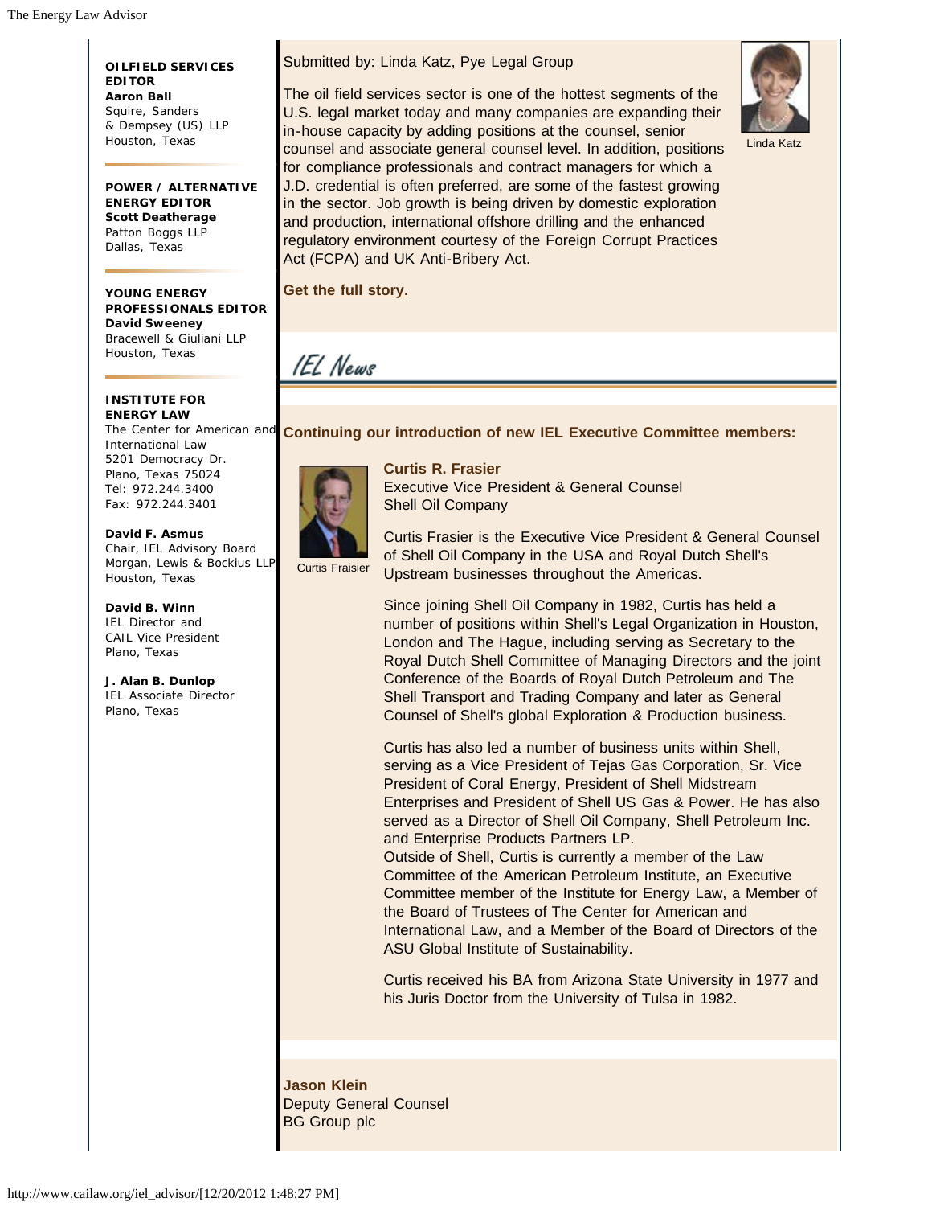**OILFIELD SERVICES EDITOR**
**Aaron Ball**
Squire, Sanders & Dempsey (US) LLP
Houston, Texas

**POWER / ALTERNATIVE ENERGY EDITOR**
**Scott Deatherage**
Patton Boggs LLP
Dallas, Texas

**YOUNG ENERGY PROFESSIONALS EDITOR**
**David Sweeney**
Bracewell & Giuliani LLP
Houston, Texas

**INSTITUTE FOR ENERGY LAW**
The Center for American and International Law
5201 Democracy Dr.
Plano, Texas 75024
Tel: 972.244.3400
Fax: 972.244.3401

**David F. Asmus**
Chair, IEL Advisory Board
Morgan, Lewis & Bockius LLP
Houston, Texas

**David B. Winn**
IEL Director and CAIL Vice President
Plano, Texas

**J. Alan B. Dunlop**
IEL Associate Director
Plano, Texas

Submitted by: Linda Katz, Pye Legal Group

Linda Katz

The oil field services sector is one of the hottest segments of the U.S. legal market today and many companies are expanding their in-house capacity by adding positions at the counsel, senior counsel and associate general counsel level. In addition, positions for compliance professionals and contract managers for which a J.D. credential is often preferred, are some of the fastest growing in the sector. Job growth is being driven by domestic exploration and production, international offshore drilling and the enhanced regulatory environment courtesy of the Foreign Corrupt Practices Act (FCPA) and UK Anti-Bribery Act.

**Get the full story.**

## IEL News

**Continuing our introduction of new IEL Executive Committee members:**

### Curtis R. Frasier

Executive Vice President & General Counsel
Shell Oil Company

Curtis Fraisier

Curtis Frasier is the Executive Vice President & General Counsel of Shell Oil Company in the USA and Royal Dutch Shell's Upstream businesses throughout the Americas.

Since joining Shell Oil Company in 1982, Curtis has held a number of positions within Shell's Legal Organization in Houston, London and The Hague, including serving as Secretary to the Royal Dutch Shell Committee of Managing Directors and the joint Conference of the Boards of Royal Dutch Petroleum and The Shell Transport and Trading Company and later as General Counsel of Shell's global Exploration & Production business.

Curtis has also led a number of business units within Shell, serving as a Vice President of Tejas Gas Corporation, Sr. Vice President of Coral Energy, President of Shell Midstream Enterprises and President of Shell US Gas & Power. He has also served as a Director of Shell Oil Company, Shell Petroleum Inc. and Enterprise Products Partners LP.
Outside of Shell, Curtis is currently a member of the Law Committee of the American Petroleum Institute, an Executive Committee member of the Institute for Energy Law, a Member of the Board of Trustees of The Center for American and International Law, and a Member of the Board of Directors of the ASU Global Institute of Sustainability.

Curtis received his BA from Arizona State University in 1977 and his Juris Doctor from the University of Tulsa in 1982.

### Jason Klein

Deputy General Counsel
BG Group plc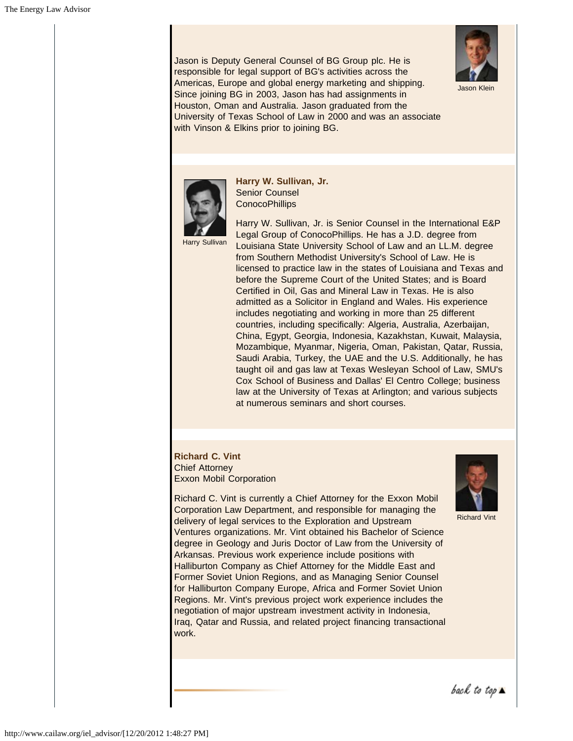Jason is Deputy General Counsel of BG Group plc. He is responsible for legal support of BG's activities across the Americas, Europe and global energy marketing and shipping. Since joining BG in 2003, Jason has had assignments in Houston, Oman and Australia. Jason graduated from the University of Texas School of Law in 2000 and was an associate with Vinson & Elkins prior to joining BG.

Jason Klein

**Harry W. Sullivan, Jr.**
Senior Counsel
ConocoPhillips

Harry Sullivan

Harry W. Sullivan, Jr. is Senior Counsel in the International E&P Legal Group of ConocoPhillips. He has a J.D. degree from Louisiana State University School of Law and an LL.M. degree from Southern Methodist University's School of Law. He is licensed to practice law in the states of Louisiana and Texas and before the Supreme Court of the United States; and is Board Certified in Oil, Gas and Mineral Law in Texas. He is also admitted as a Solicitor in England and Wales. His experience includes negotiating and working in more than 25 different countries, including specifically: Algeria, Australia, Azerbaijan, China, Egypt, Georgia, Indonesia, Kazakhstan, Kuwait, Malaysia, Mozambique, Myanmar, Nigeria, Oman, Pakistan, Qatar, Russia, Saudi Arabia, Turkey, the UAE and the U.S. Additionally, he has taught oil and gas law at Texas Wesleyan School of Law, SMU's Cox School of Business and Dallas' El Centro College; business law at the University of Texas at Arlington; and various subjects at numerous seminars and short courses.

**Richard C. Vint**
Chief Attorney
Exxon Mobil Corporation

Richard Vint

Richard C. Vint is currently a Chief Attorney for the Exxon Mobil Corporation Law Department, and responsible for managing the delivery of legal services to the Exploration and Upstream Ventures organizations. Mr. Vint obtained his Bachelor of Science degree in Geology and Juris Doctor of Law from the University of Arkansas. Previous work experience include positions with Halliburton Company as Chief Attorney for the Middle East and Former Soviet Union Regions, and as Managing Senior Counsel for Halliburton Company Europe, Africa and Former Soviet Union Regions. Mr. Vint's previous project work experience includes the negotiation of major upstream investment activity in Indonesia, Iraq, Qatar and Russia, and related project financing transactional work.

back to top ▲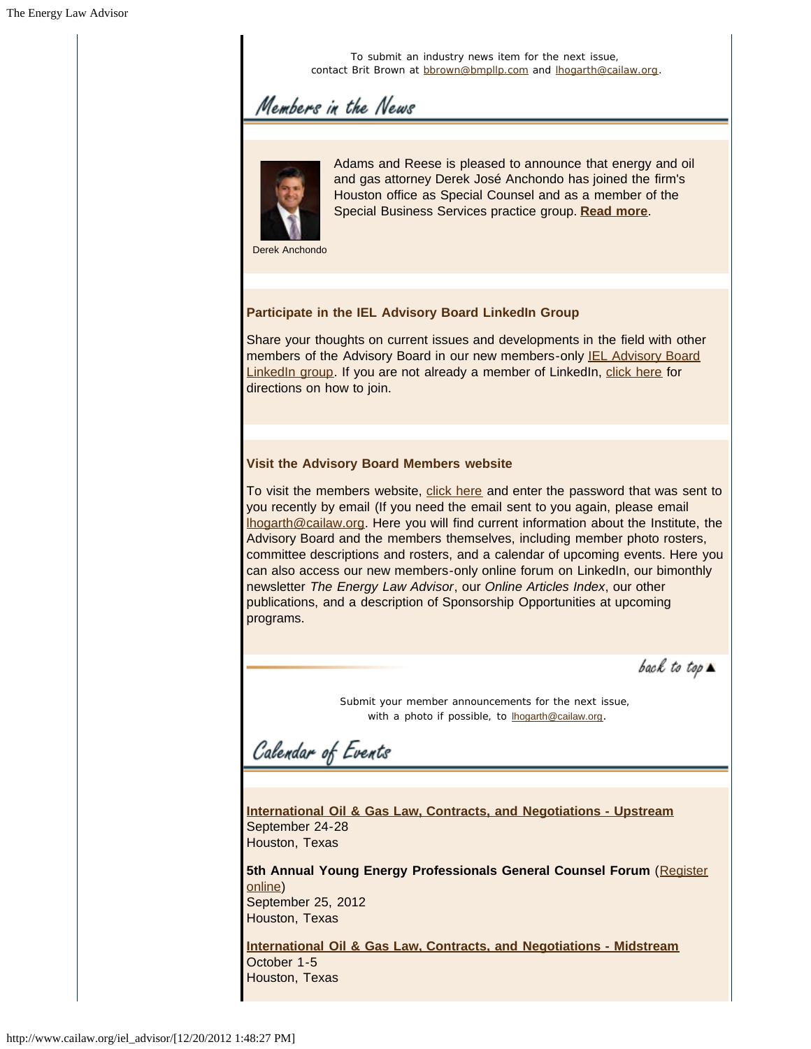To submit an industry news item for the next issue, contact Brit Brown at bbrown@bmpllp.com and lhogarth@cailaw.org.

## Members in the News

Adams and Reese is pleased to announce that energy and oil and gas attorney Derek José Anchondo has joined the firm's Houston office as Special Counsel and as a member of the Special Business Services practice group. **Read more**.

Derek Anchondo

**Participate in the IEL Advisory Board LinkedIn Group**

Share your thoughts on current issues and developments in the field with other members of the Advisory Board in our new members-only IEL Advisory Board LinkedIn group. If you are not already a member of LinkedIn, click here for directions on how to join.

**Visit the Advisory Board Members website**

To visit the members website, click here and enter the password that was sent to you recently by email (If you need the email sent to you again, please email lhogarth@cailaw.org. Here you will find current information about the Institute, the Advisory Board and the members themselves, including member photo rosters, committee descriptions and rosters, and a calendar of upcoming events. Here you can also access our new members-only online forum on LinkedIn, our bimonthly newsletter *The Energy Law Advisor*, our *Online Articles Index*, our other publications, and a description of Sponsorship Opportunities at upcoming programs.

back to top ▲

Submit your member announcements for the next issue, with a photo if possible, to lhogarth@cailaw.org.

## Calendar of Events

**International Oil & Gas Law, Contracts, and Negotiations - Upstream**
September 24-28
Houston, Texas

**5th Annual Young Energy Professionals General Counsel Forum** (Register online)
September 25, 2012
Houston, Texas

**International Oil & Gas Law, Contracts, and Negotiations - Midstream**
October 1-5
Houston, Texas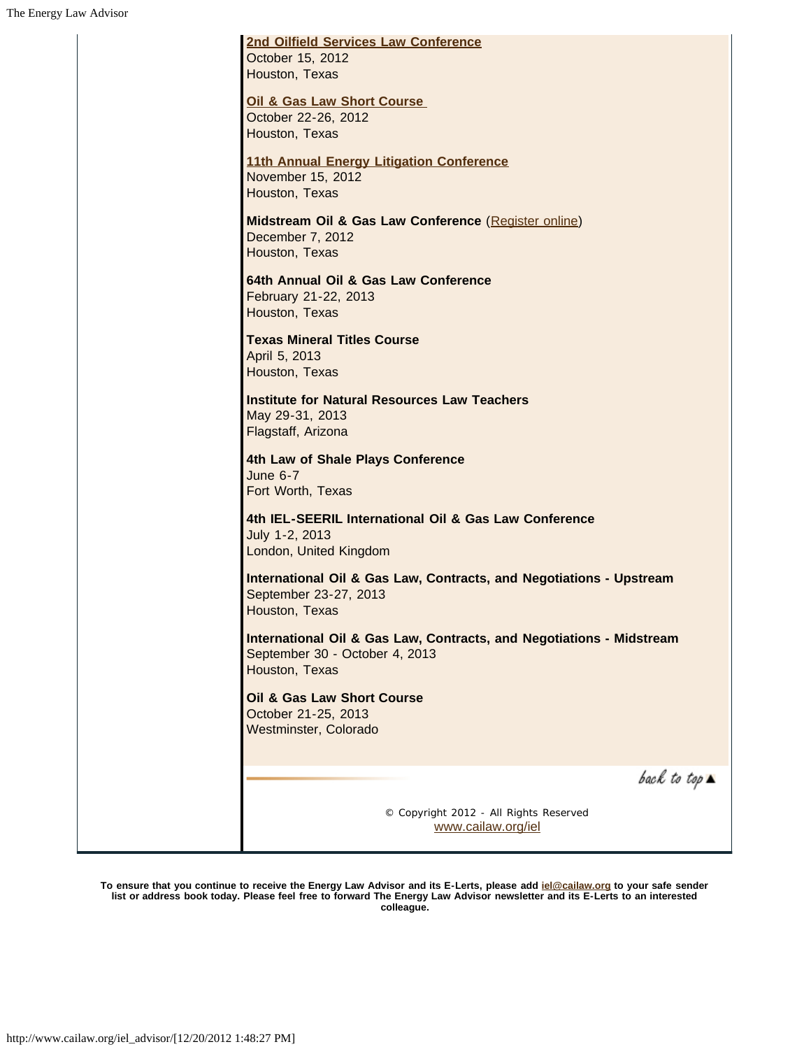**2nd Oilfield Services Law Conference**
October 15, 2012
Houston, Texas

**Oil & Gas Law Short Course**
October 22-26, 2012
Houston, Texas

**11th Annual Energy Litigation Conference**
November 15, 2012
Houston, Texas

**Midstream Oil & Gas Law Conference** (Register online)
December 7, 2012
Houston, Texas

**64th Annual Oil & Gas Law Conference**
February 21-22, 2013
Houston, Texas

**Texas Mineral Titles Course**
April 5, 2013
Houston, Texas

**Institute for Natural Resources Law Teachers**
May 29-31, 2013
Flagstaff, Arizona

**4th Law of Shale Plays Conference**
June 6-7
Fort Worth, Texas

**4th IEL-SEERIL International Oil & Gas Law Conference**
July 1-2, 2013
London, United Kingdom

**International Oil & Gas Law, Contracts, and Negotiations - Upstream**
September 23-27, 2013
Houston, Texas

**International Oil & Gas Law, Contracts, and Negotiations - Midstream**
September 30 - October 4, 2013
Houston, Texas

**Oil & Gas Law Short Course**
October 21-25, 2013
Westminster, Colorado

*back to top* ▲

© Copyright 2012 - All Rights Reserved
www.cailaw.org/iel

**To ensure that you continue to receive the Energy Law Advisor and its E-Lerts, please add iel@cailaw.org to your safe sender list or address book today. Please feel free to forward The Energy Law Advisor newsletter and its E-Lerts to an interested colleague.**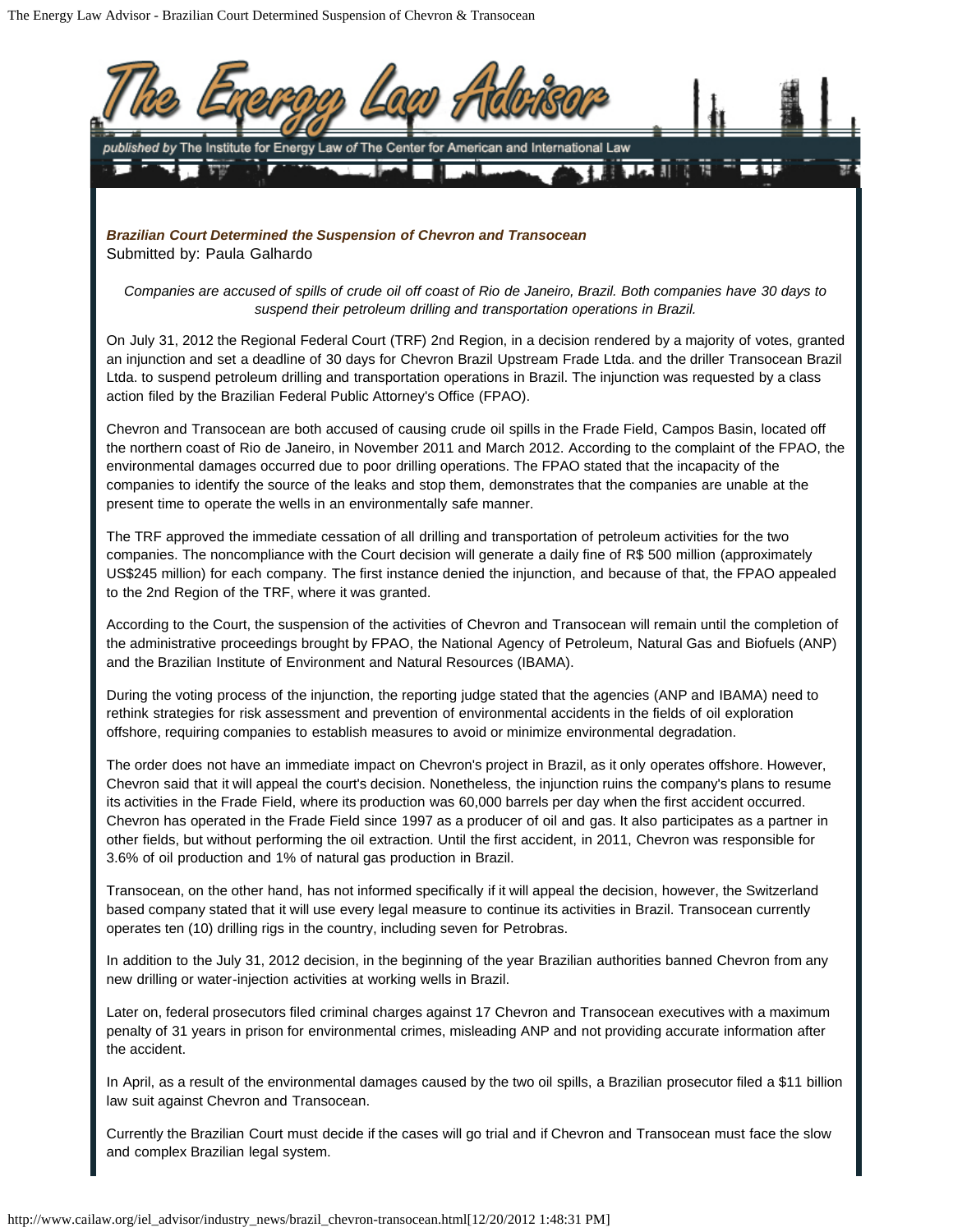# The Energy Law Advisor

*published by* The Institute for Energy Law *of* The Center for American and International Law

***Brazilian Court Determined the Suspension of Chevron and Transocean***
Submitted by: Paula Galhardo

*Companies are accused of spills of crude oil off coast of Rio de Janeiro, Brazil. Both companies have 30 days to suspend their petroleum drilling and transportation operations in Brazil.*

On July 31, 2012 the Regional Federal Court (TRF) 2nd Region, in a decision rendered by a majority of votes, granted an injunction and set a deadline of 30 days for Chevron Brazil Upstream Frade Ltda. and the driller Transocean Brazil Ltda. to suspend petroleum drilling and transportation operations in Brazil. The injunction was requested by a class action filed by the Brazilian Federal Public Attorney's Office (FPAO).

Chevron and Transocean are both accused of causing crude oil spills in the Frade Field, Campos Basin, located off the northern coast of Rio de Janeiro, in November 2011 and March 2012. According to the complaint of the FPAO, the environmental damages occurred due to poor drilling operations. The FPAO stated that the incapacity of the companies to identify the source of the leaks and stop them, demonstrates that the companies are unable at the present time to operate the wells in an environmentally safe manner.

The TRF approved the immediate cessation of all drilling and transportation of petroleum activities for the two companies. The noncompliance with the Court decision will generate a daily fine of R$ 500 million (approximately US$245 million) for each company. The first instance denied the injunction, and because of that, the FPAO appealed to the 2nd Region of the TRF, where it was granted.

According to the Court, the suspension of the activities of Chevron and Transocean will remain until the completion of the administrative proceedings brought by FPAO, the National Agency of Petroleum, Natural Gas and Biofuels (ANP) and the Brazilian Institute of Environment and Natural Resources (IBAMA).

During the voting process of the injunction, the reporting judge stated that the agencies (ANP and IBAMA) need to rethink strategies for risk assessment and prevention of environmental accidents in the fields of oil exploration offshore, requiring companies to establish measures to avoid or minimize environmental degradation.

The order does not have an immediate impact on Chevron's project in Brazil, as it only operates offshore. However, Chevron said that it will appeal the court's decision. Nonetheless, the injunction ruins the company's plans to resume its activities in the Frade Field, where its production was 60,000 barrels per day when the first accident occurred. Chevron has operated in the Frade Field since 1997 as a producer of oil and gas. It also participates as a partner in other fields, but without performing the oil extraction. Until the first accident, in 2011, Chevron was responsible for 3.6% of oil production and 1% of natural gas production in Brazil.

Transocean, on the other hand, has not informed specifically if it will appeal the decision, however, the Switzerland based company stated that it will use every legal measure to continue its activities in Brazil. Transocean currently operates ten (10) drilling rigs in the country, including seven for Petrobras.

In addition to the July 31, 2012 decision, in the beginning of the year Brazilian authorities banned Chevron from any new drilling or water-injection activities at working wells in Brazil.

Later on, federal prosecutors filed criminal charges against 17 Chevron and Transocean executives with a maximum penalty of 31 years in prison for environmental crimes, misleading ANP and not providing accurate information after the accident.

In April, as a result of the environmental damages caused by the two oil spills, a Brazilian prosecutor filed a $11 billion law suit against Chevron and Transocean.

Currently the Brazilian Court must decide if the cases will go trial and if Chevron and Transocean must face the slow and complex Brazilian legal system.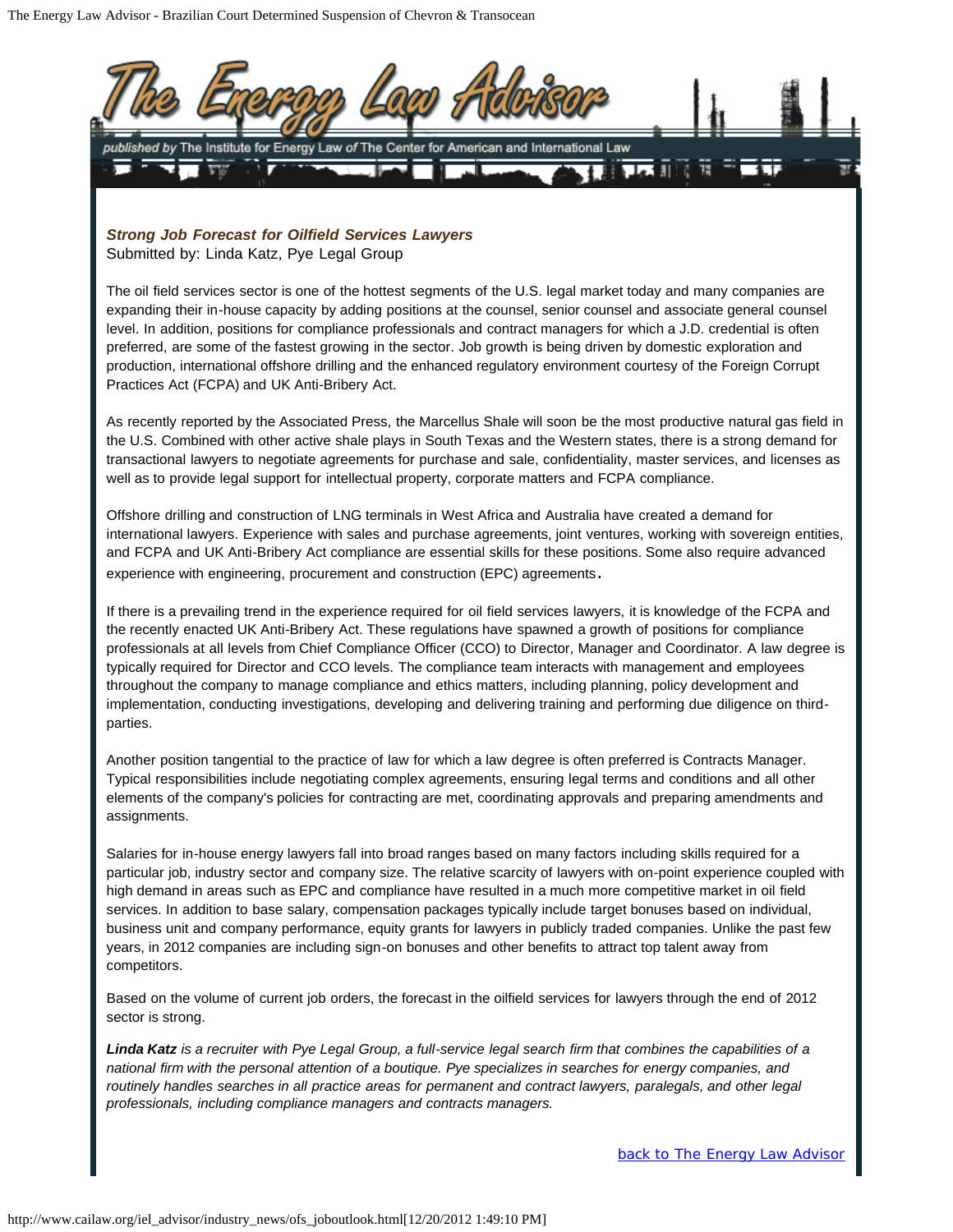# The Energy Law Advisor

*published by* The Institute for Energy Law *of* The Center for American and International Law

***Strong Job Forecast for Oilfield Services Lawyers***
Submitted by: Linda Katz, Pye Legal Group

The oil field services sector is one of the hottest segments of the U.S. legal market today and many companies are expanding their in-house capacity by adding positions at the counsel, senior counsel and associate general counsel level. In addition, positions for compliance professionals and contract managers for which a J.D. credential is often preferred, are some of the fastest growing in the sector. Job growth is being driven by domestic exploration and production, international offshore drilling and the enhanced regulatory environment courtesy of the Foreign Corrupt Practices Act (FCPA) and UK Anti-Bribery Act.

As recently reported by the Associated Press, the Marcellus Shale will soon be the most productive natural gas field in the U.S. Combined with other active shale plays in South Texas and the Western states, there is a strong demand for transactional lawyers to negotiate agreements for purchase and sale, confidentiality, master services, and licenses as well as to provide legal support for intellectual property, corporate matters and FCPA compliance.

Offshore drilling and construction of LNG terminals in West Africa and Australia have created a demand for international lawyers. Experience with sales and purchase agreements, joint ventures, working with sovereign entities, and FCPA and UK Anti-Bribery Act compliance are essential skills for these positions. Some also require advanced experience with engineering, procurement and construction (EPC) agreements.

If there is a prevailing trend in the experience required for oil field services lawyers, it is knowledge of the FCPA and the recently enacted UK Anti-Bribery Act. These regulations have spawned a growth of positions for compliance professionals at all levels from Chief Compliance Officer (CCO) to Director, Manager and Coordinator. A law degree is typically required for Director and CCO levels. The compliance team interacts with management and employees throughout the company to manage compliance and ethics matters, including planning, policy development and implementation, conducting investigations, developing and delivering training and performing due diligence on third-parties.

Another position tangential to the practice of law for which a law degree is often preferred is Contracts Manager. Typical responsibilities include negotiating complex agreements, ensuring legal terms and conditions and all other elements of the company's policies for contracting are met, coordinating approvals and preparing amendments and assignments.

Salaries for in-house energy lawyers fall into broad ranges based on many factors including skills required for a particular job, industry sector and company size. The relative scarcity of lawyers with on-point experience coupled with high demand in areas such as EPC and compliance have resulted in a much more competitive market in oil field services. In addition to base salary, compensation packages typically include target bonuses based on individual, business unit and company performance, equity grants for lawyers in publicly traded companies. Unlike the past few years, in 2012 companies are including sign-on bonuses and other benefits to attract top talent away from competitors.

Based on the volume of current job orders, the forecast in the oilfield services for lawyers through the end of 2012 sector is strong.

***Linda Katz** is a recruiter with Pye Legal Group, a full-service legal search firm that combines the capabilities of a national firm with the personal attention of a boutique. Pye specializes in searches for energy companies, and routinely handles searches in all practice areas for permanent and contract lawyers, paralegals, and other legal professionals, including compliance managers and contracts managers.*

back to The Energy Law Advisor